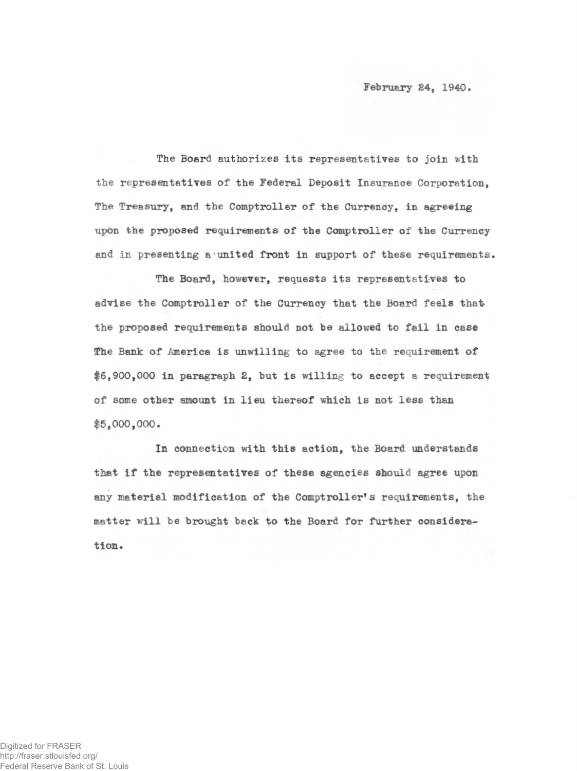February 24, 1940.

The Board authorizes its representatives to join with the representatives of the Federal Deposit Insurance Corporation, The Treasury, and the Comptroller of the Currency, in agreeing upon the proposed requirements of the Comptroller of the Currency and in presenting a united front in support of these requirements.

The Board, however, requests its representatives to advise the Comptroller of the Currency that the Board feels that the proposed requirements should not be allowed to fail in case The Bank of America is unwilling to agree to the requirement of $6,900,000 in paragraph 2, but is willing to accept a requirement of some other amount in lieu thereof which is not less than $5,000,000.

In connection with this action, the Board understands that if the representatives of these agencies should agree upon any material modification of the Comptroller's requirements, the matter will be brought back to the Board for further consideration.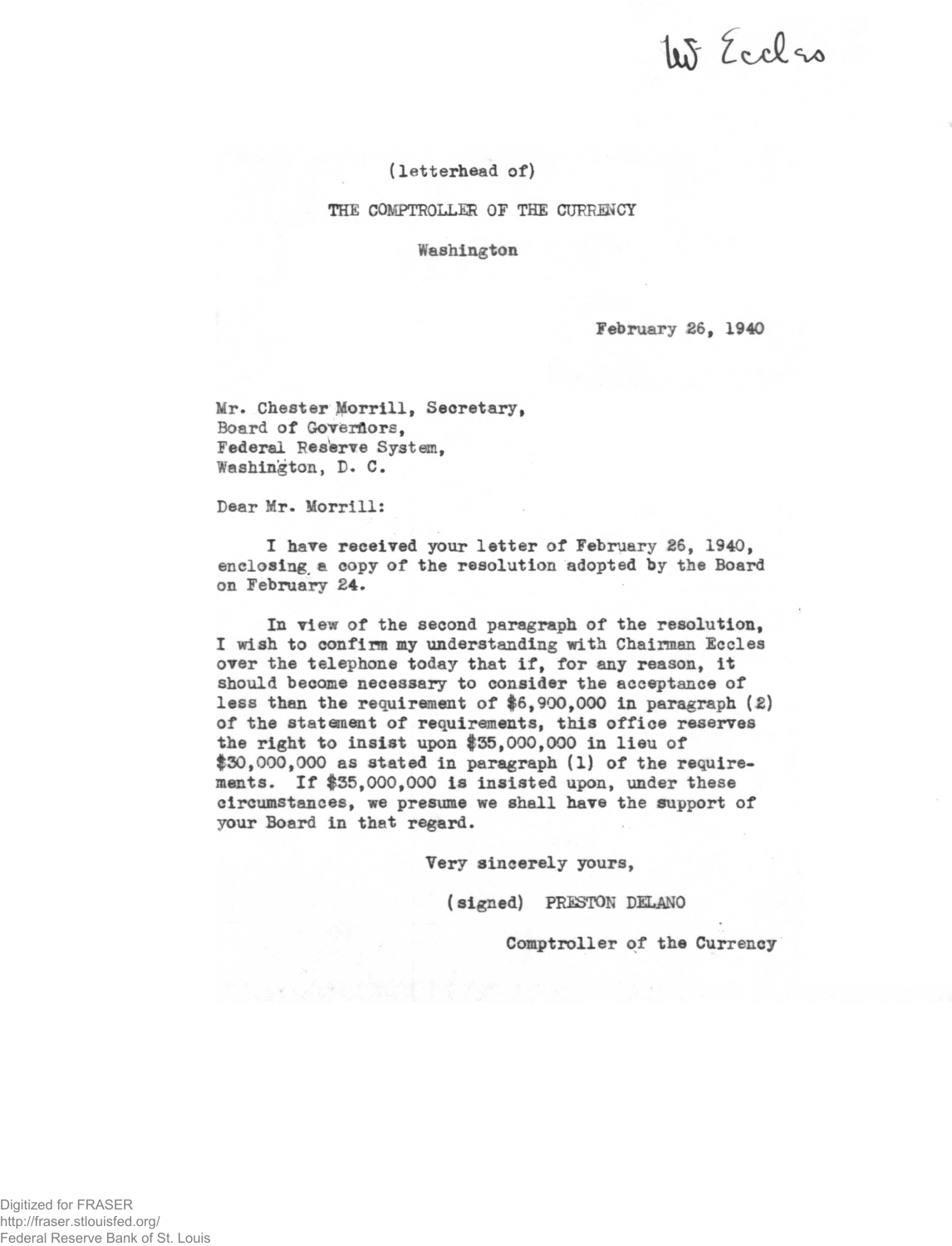W Eccles

(letterhead of)

THE COMPTROLLER OF THE CURRENCY

Washington

February 26, 1940

Mr. Chester Morrill, Secretary,
Board of Governors,
Federal Reserve System,
Washington, D. C.

Dear Mr. Morrill:

I have received your letter of February 26, 1940, enclosing a copy of the resolution adopted by the Board on February 24.

In view of the second paragraph of the resolution, I wish to confirm my understanding with Chairman Eccles over the telephone today that if, for any reason, it should become necessary to consider the acceptance of less than the requirement of $6,900,000 in paragraph (2) of the statement of requirements, this office reserves the right to insist upon $35,000,000 in lieu of $30,000,000 as stated in paragraph (1) of the requirements. If $35,000,000 is insisted upon, under these circumstances, we presume we shall have the support of your Board in that regard.

Very sincerely yours,

(signed) PRESTON DELANO

Comptroller of the Currency